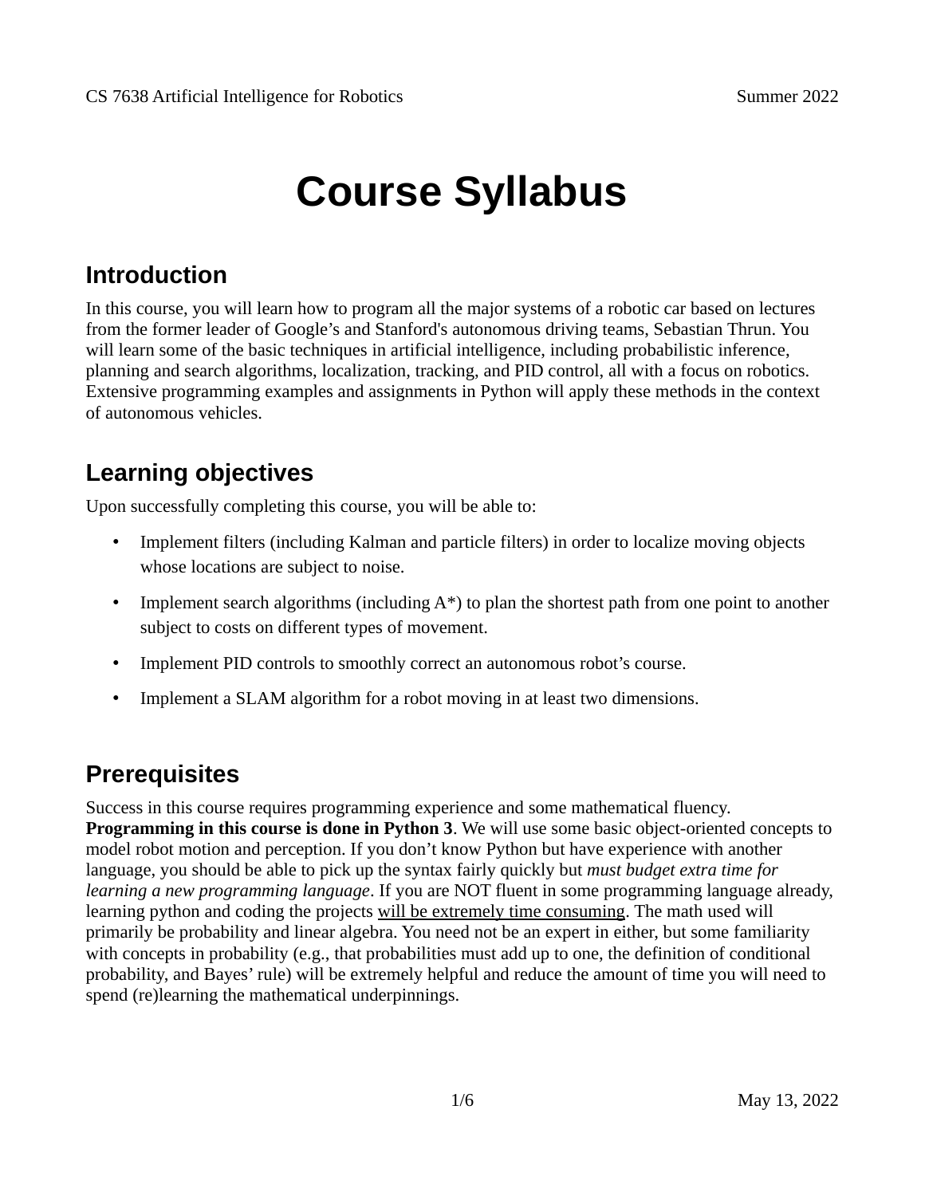# Course Syllabus

## Introduction

In this course, you will learn how to program all the major systems of a robotic car based on lectures from the former leader of Google's and Stanford's autonomous driving teams, Sebastian Thrun. You will learn some of the basic techniques in artificial intelligence, including probabilistic inference, planning and search algorithms, localization, tracking, and PID control, all with a focus on robotics. Extensive programming examples and assignments in Python will apply these methods in the context of autonomous vehicles.

## Learning objectives

Upon successfully completing this course, you will be able to:

- Implement filters (including Kalman and particle filters) in order to localize moving objects whose locations are subject to noise.
- Implement search algorithms (including A*) to plan the shortest path from one point to another subject to costs on different types of movement.
- Implement PID controls to smoothly correct an autonomous robot's course.
- Implement a SLAM algorithm for a robot moving in at least two dimensions.

## Prerequisites

Success in this course requires programming experience and some mathematical fluency. **Programming in this course is done in Python 3**. We will use some basic object-oriented concepts to model robot motion and perception. If you don't know Python but have experience with another language, you should be able to pick up the syntax fairly quickly but *must budget extra time for learning a new programming language*. If you are NOT fluent in some programming language already, learning python and coding the projects <u>will be extremely time consuming</u>. The math used will primarily be probability and linear algebra. You need not be an expert in either, but some familiarity with concepts in probability (e.g., that probabilities must add up to one, the definition of conditional probability, and Bayes' rule) will be extremely helpful and reduce the amount of time you will need to spend (re)learning the mathematical underpinnings.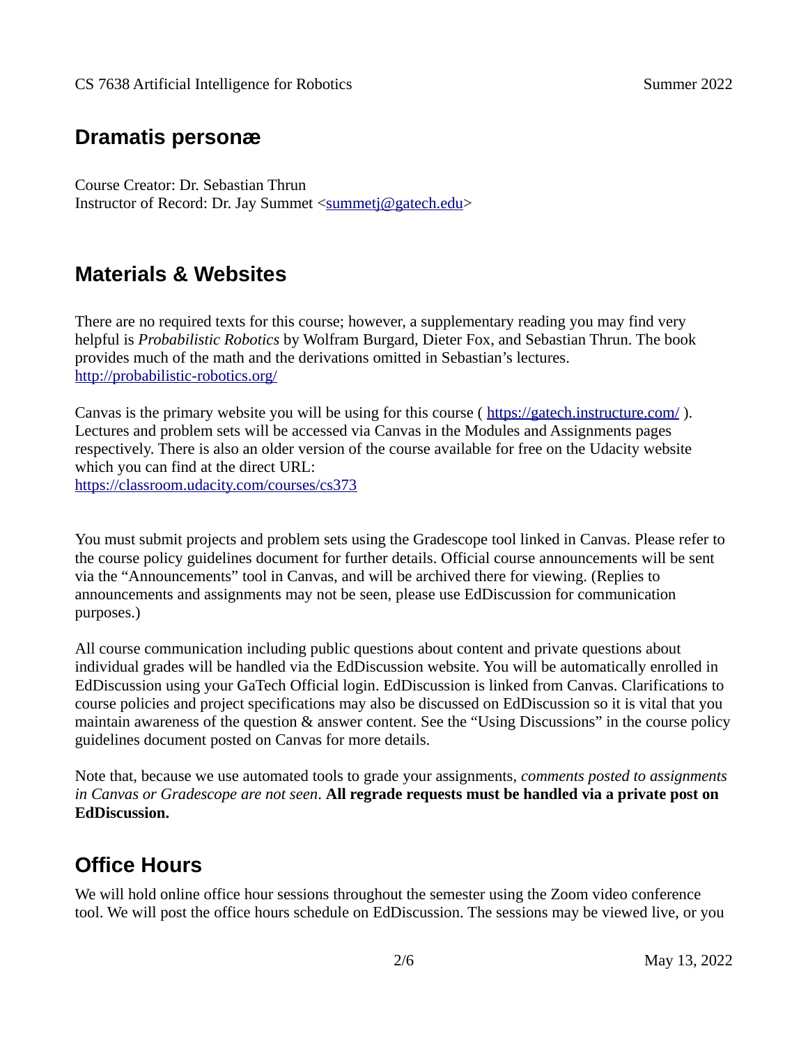## Dramatis personæ

Course Creator: Dr. Sebastian Thrun
Instructor of Record: Dr. Jay Summet <summetj@gatech.edu>

## Materials & Websites

There are no required texts for this course; however, a supplementary reading you may find very helpful is *Probabilistic Robotics* by Wolfram Burgard, Dieter Fox, and Sebastian Thrun. The book provides much of the math and the derivations omitted in Sebastian's lectures.
http://probabilistic-robotics.org/

Canvas is the primary website you will be using for this course ( https://gatech.instructure.com/ ). Lectures and problem sets will be accessed via Canvas in the Modules and Assignments pages respectively. There is also an older version of the course available for free on the Udacity website which you can find at the direct URL:
https://classroom.udacity.com/courses/cs373

You must submit projects and problem sets using the Gradescope tool linked in Canvas. Please refer to the course policy guidelines document for further details. Official course announcements will be sent via the "Announcements" tool in Canvas, and will be archived there for viewing. (Replies to announcements and assignments may not be seen, please use EdDiscussion for communication purposes.)

All course communication including public questions about content and private questions about individual grades will be handled via the EdDiscussion website. You will be automatically enrolled in EdDiscussion using your GaTech Official login. EdDiscussion is linked from Canvas. Clarifications to course policies and project specifications may also be discussed on EdDiscussion so it is vital that you maintain awareness of the question & answer content. See the "Using Discussions" in the course policy guidelines document posted on Canvas for more details.

Note that, because we use automated tools to grade your assignments, *comments posted to assignments in Canvas or Gradescope are not seen*. **All regrade requests must be handled via a private post on EdDiscussion.**

## Office Hours

We will hold online office hour sessions throughout the semester using the Zoom video conference tool. We will post the office hours schedule on EdDiscussion. The sessions may be viewed live, or you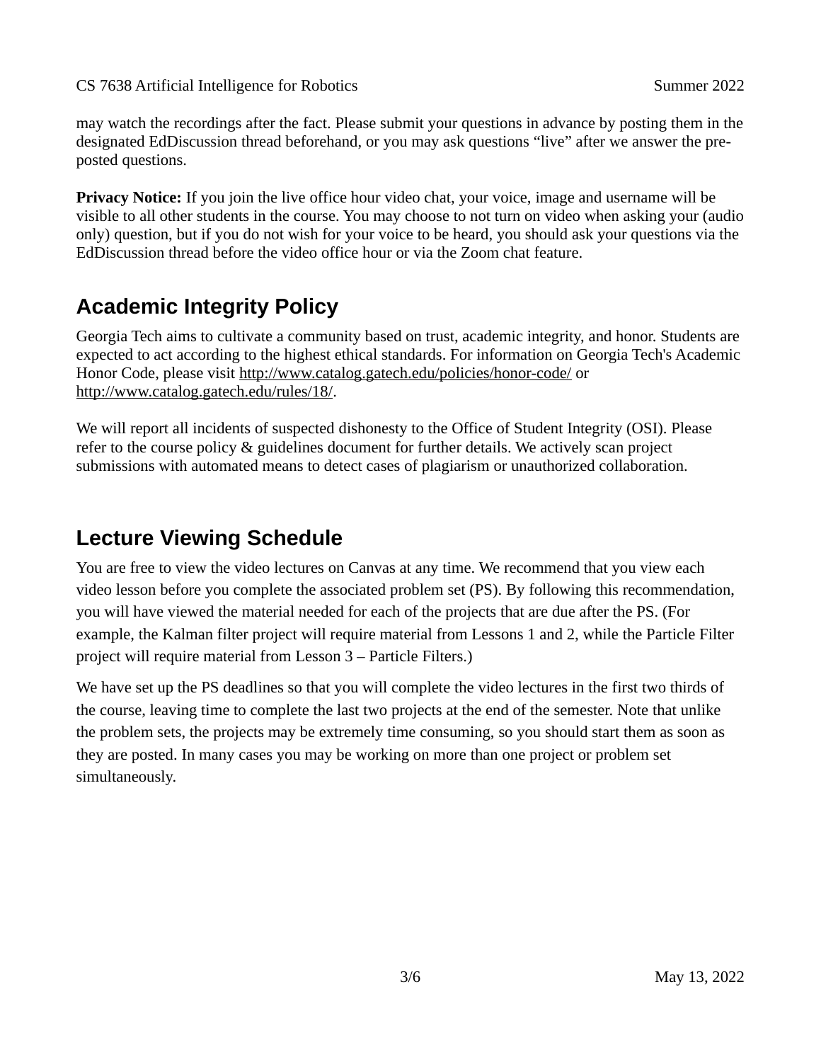may watch the recordings after the fact. Please submit your questions in advance by posting them in the designated EdDiscussion thread beforehand, or you may ask questions “live” after we answer the pre-posted questions.

**Privacy Notice:** If you join the live office hour video chat, your voice, image and username will be visible to all other students in the course. You may choose to not turn on video when asking your (audio only) question, but if you do not wish for your voice to be heard, you should ask your questions via the EdDiscussion thread before the video office hour or via the Zoom chat feature.

## Academic Integrity Policy

Georgia Tech aims to cultivate a community based on trust, academic integrity, and honor. Students are expected to act according to the highest ethical standards. For information on Georgia Tech's Academic Honor Code, please visit http://www.catalog.gatech.edu/policies/honor-code/ or http://www.catalog.gatech.edu/rules/18/.

We will report all incidents of suspected dishonesty to the Office of Student Integrity (OSI). Please refer to the course policy & guidelines document for further details. We actively scan project submissions with automated means to detect cases of plagiarism or unauthorized collaboration.

## Lecture Viewing Schedule

You are free to view the video lectures on Canvas at any time. We recommend that you view each video lesson before you complete the associated problem set (PS). By following this recommendation, you will have viewed the material needed for each of the projects that are due after the PS. (For example, the Kalman filter project will require material from Lessons 1 and 2, while the Particle Filter project will require material from Lesson 3 – Particle Filters.)

We have set up the PS deadlines so that you will complete the video lectures in the first two thirds of the course, leaving time to complete the last two projects at the end of the semester. Note that unlike the problem sets, the projects may be extremely time consuming, so you should start them as soon as they are posted. In many cases you may be working on more than one project or problem set simultaneously.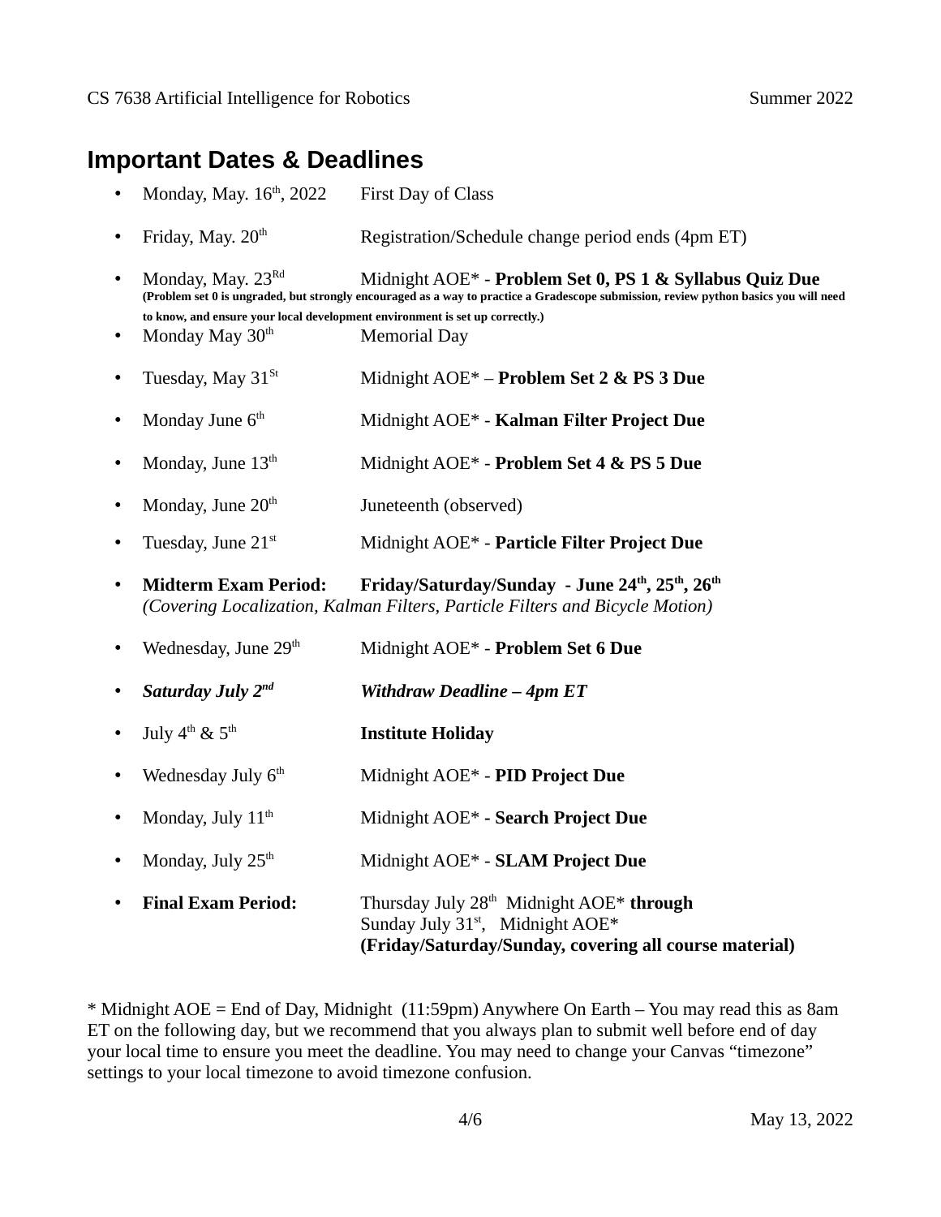## Important Dates & Deadlines

- Monday, May. 16th, 2022 First Day of Class
- Friday, May. 20th Registration/Schedule change period ends (4pm ET)
- Monday, May. 23Rd Midnight AOE* - **Problem Set 0, PS 1 & Syllabus Quiz Due**
  **(Problem set 0 is ungraded, but strongly encouraged as a way to practice a Gradescope submission, review python basics you will need to know, and ensure your local development environment is set up correctly.)**
- Monday May 30th Memorial Day
- Tuesday, May 31St Midnight AOE* – **Problem Set 2 & PS 3 Due**
- Monday June 6th Midnight AOE* - **Kalman Filter Project Due**
- Monday, June 13th Midnight AOE* - **Problem Set 4 & PS 5 Due**
- Monday, June 20th Juneteenth (observed)
- Tuesday, June 21st Midnight AOE* - **Particle Filter Project Due**
- **Midterm Exam Period: Friday/Saturday/Sunday - June 24th, 25th, 26th**
  *(Covering Localization, Kalman Filters, Particle Filters and Bicycle Motion)*
- Wednesday, June 29th Midnight AOE* - **Problem Set 6 Due**
- ***Saturday July 2nd*** ***Withdraw Deadline – 4pm ET***
- July 4th & 5th **Institute Holiday**
- Wednesday July 6th Midnight AOE* - **PID Project Due**
- Monday, July 11th Midnight AOE* **- Search Project Due**
- Monday, July 25th Midnight AOE* - **SLAM Project Due**
- **Final Exam Period:** Thursday July 28th Midnight AOE* **through**
  Sunday July 31st, Midnight AOE*
  **(Friday/Saturday/Sunday, covering all course material)**

* Midnight AOE = End of Day, Midnight (11:59pm) Anywhere On Earth – You may read this as 8am ET on the following day, but we recommend that you always plan to submit well before end of day your local time to ensure you meet the deadline. You may need to change your Canvas "timezone" settings to your local timezone to avoid timezone confusion.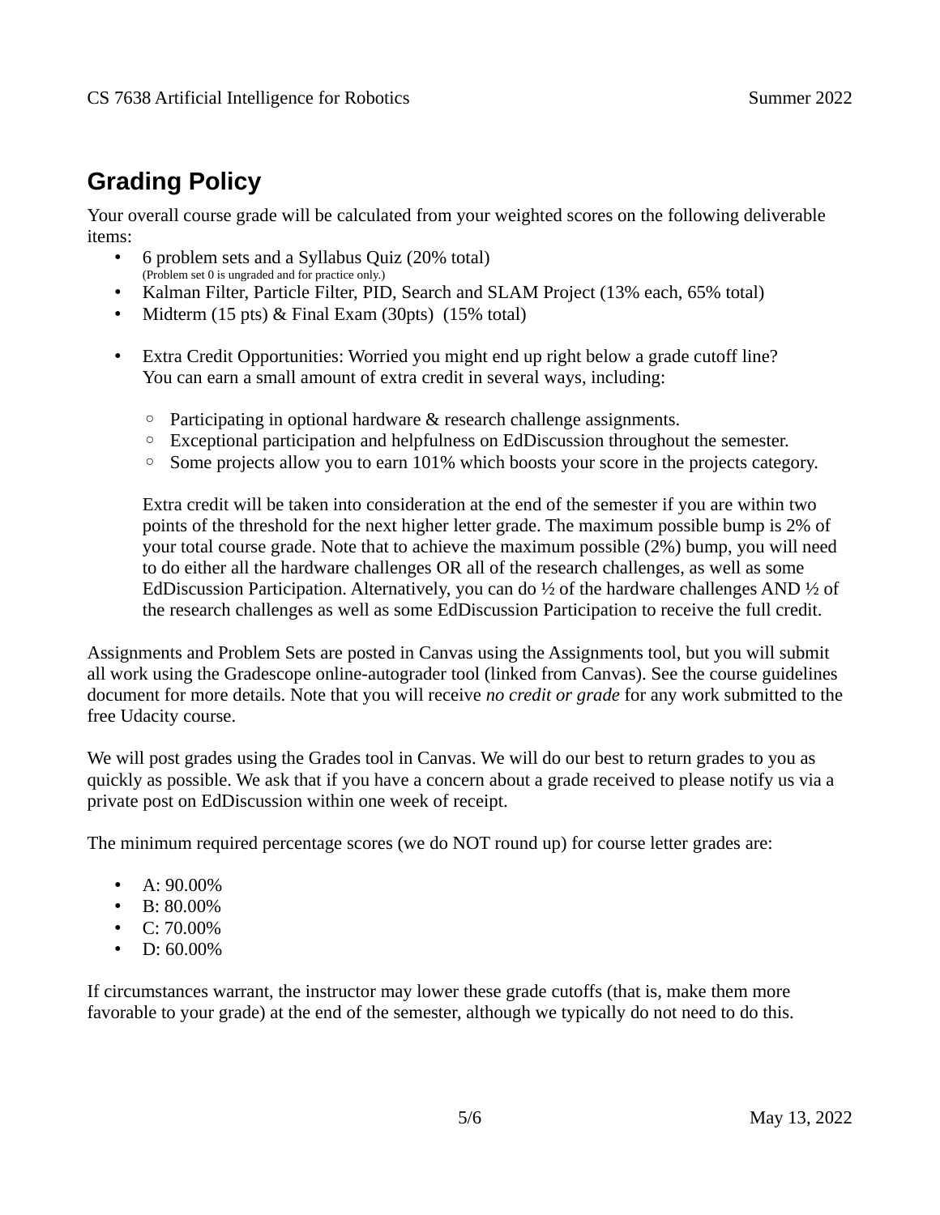## Grading Policy

Your overall course grade will be calculated from your weighted scores on the following deliverable items:

- 6 problem sets and a Syllabus Quiz (20% total)
  (Problem set 0 is ungraded and for practice only.)
- Kalman Filter, Particle Filter, PID, Search and SLAM Project (13% each, 65% total)
- Midterm (15 pts) & Final Exam (30pts) (15% total)

- Extra Credit Opportunities: Worried you might end up right below a grade cutoff line? You can earn a small amount of extra credit in several ways, including:

  - Participating in optional hardware & research challenge assignments.
  - Exceptional participation and helpfulness on EdDiscussion throughout the semester.
  - Some projects allow you to earn 101% which boosts your score in the projects category.

  Extra credit will be taken into consideration at the end of the semester if you are within two points of the threshold for the next higher letter grade. The maximum possible bump is 2% of your total course grade. Note that to achieve the maximum possible (2%) bump, you will need to do either all the hardware challenges OR all of the research challenges, as well as some EdDiscussion Participation. Alternatively, you can do ½ of the hardware challenges AND ½ of the research challenges as well as some EdDiscussion Participation to receive the full credit.

Assignments and Problem Sets are posted in Canvas using the Assignments tool, but you will submit all work using the Gradescope online-autograder tool (linked from Canvas). See the course guidelines document for more details. Note that you will receive *no credit or grade* for any work submitted to the free Udacity course.

We will post grades using the Grades tool in Canvas. We will do our best to return grades to you as quickly as possible. We ask that if you have a concern about a grade received to please notify us via a private post on EdDiscussion within one week of receipt.

The minimum required percentage scores (we do NOT round up) for course letter grades are:

- A: 90.00%
- B: 80.00%
- C: 70.00%
- D: 60.00%

If circumstances warrant, the instructor may lower these grade cutoffs (that is, make them more favorable to your grade) at the end of the semester, although we typically do not need to do this.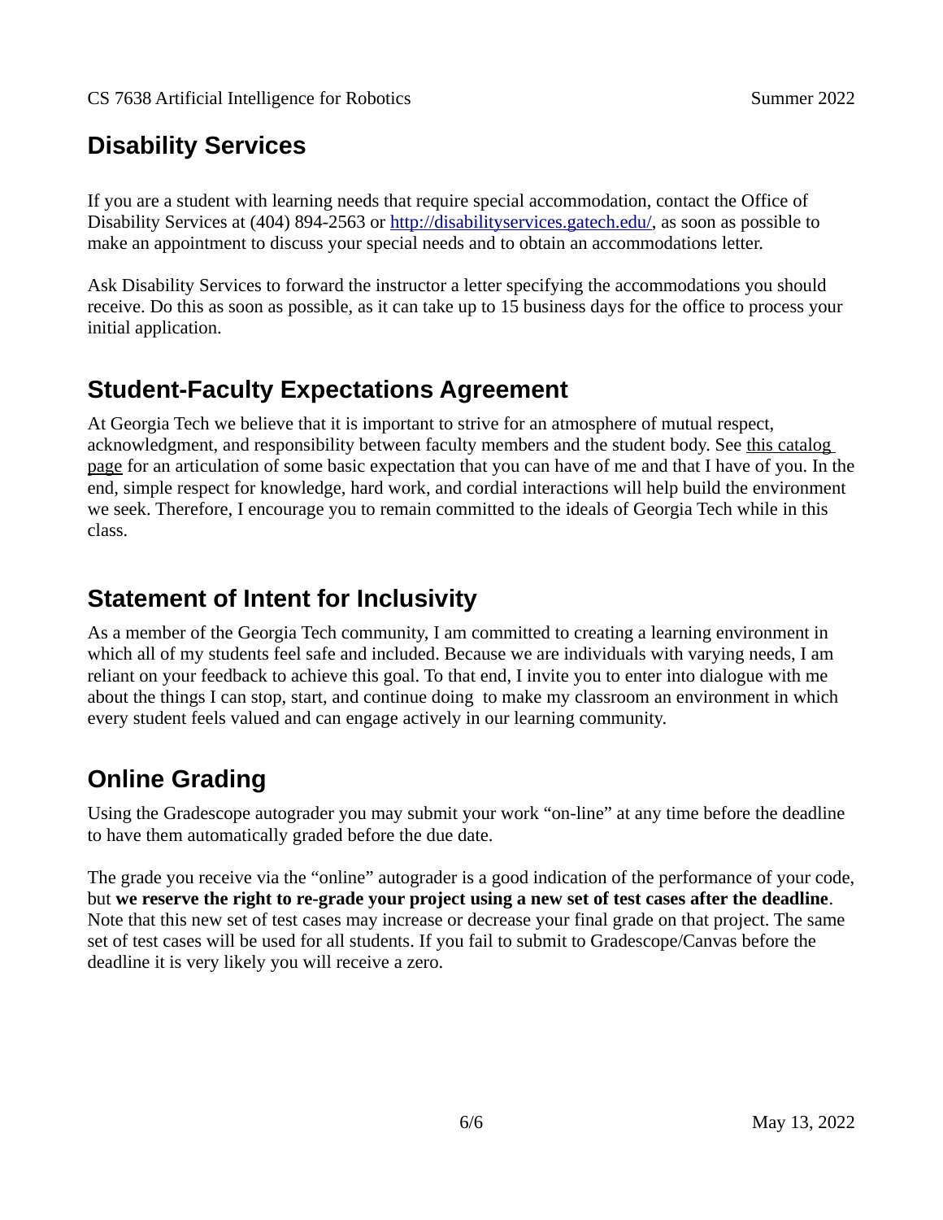## Disability Services

If you are a student with learning needs that require special accommodation, contact the Office of Disability Services at (404) 894-2563 or http://disabilityservices.gatech.edu/, as soon as possible to make an appointment to discuss your special needs and to obtain an accommodations letter.

Ask Disability Services to forward the instructor a letter specifying the accommodations you should receive. Do this as soon as possible, as it can take up to 15 business days for the office to process your initial application.

## Student-Faculty Expectations Agreement

At Georgia Tech we believe that it is important to strive for an atmosphere of mutual respect, acknowledgment, and responsibility between faculty members and the student body. See this catalog page for an articulation of some basic expectation that you can have of me and that I have of you. In the end, simple respect for knowledge, hard work, and cordial interactions will help build the environment we seek. Therefore, I encourage you to remain committed to the ideals of Georgia Tech while in this class.

## Statement of Intent for Inclusivity

As a member of the Georgia Tech community, I am committed to creating a learning environment in which all of my students feel safe and included. Because we are individuals with varying needs, I am reliant on your feedback to achieve this goal. To that end, I invite you to enter into dialogue with me about the things I can stop, start, and continue doing to make my classroom an environment in which every student feels valued and can engage actively in our learning community.

## Online Grading

Using the Gradescope autograder you may submit your work "on-line" at any time before the deadline to have them automatically graded before the due date.

The grade you receive via the "online" autograder is a good indication of the performance of your code, but **we reserve the right to re-grade your project using a new set of test cases after the deadline**. Note that this new set of test cases may increase or decrease your final grade on that project. The same set of test cases will be used for all students. If you fail to submit to Gradescope/Canvas before the deadline it is very likely you will receive a zero.